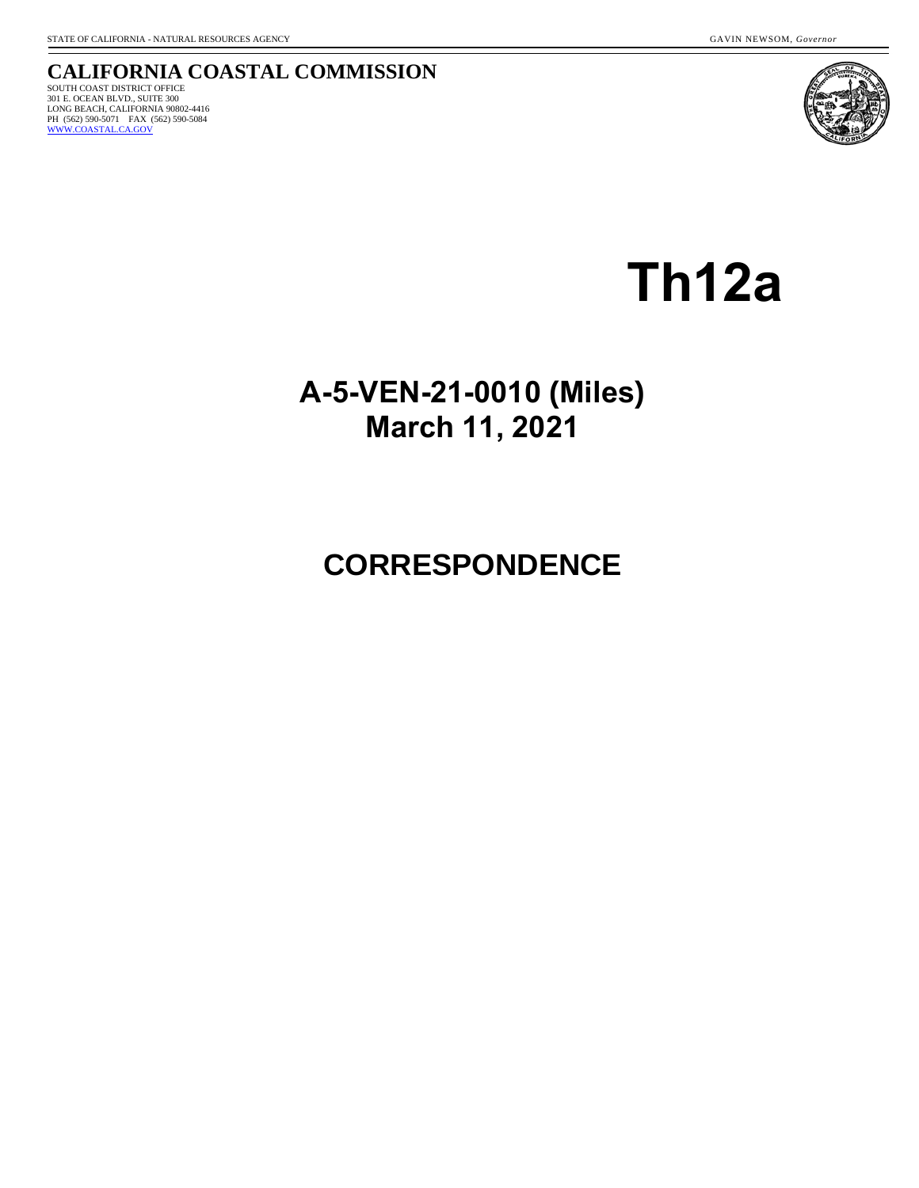STATE OF CALIFORNIA - NATURAL RESOURCES AGENCY GAVIN NEWSOM, *Governor*

**CALIFORNIA COASTAL COMMISSION**

SOUTH COAST DISTRICT OFFICE
301 E. OCEAN BLVD., SUITE 300
LONG BEACH, CALIFORNIA 90802-4416
PH (562) 590-5071 FAX (562) 590-5084
WWW.COASTAL.CA.GOV

# Th12a

## A-5-VEN-21-0010 (Miles)
## March 11, 2021

# CORRESPONDENCE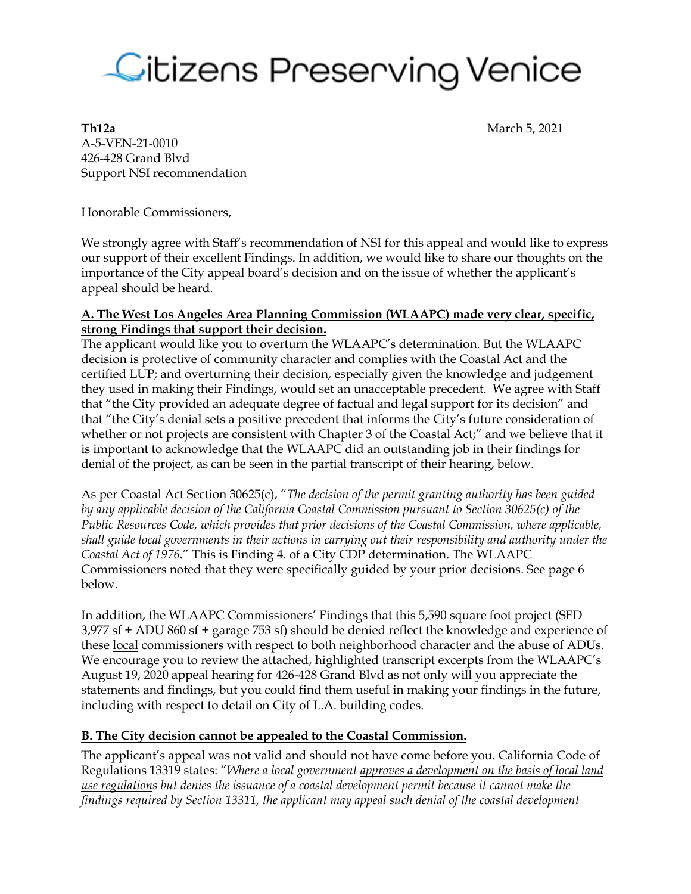# Citizens Preserving Venice

**Th12a**

March 5, 2021

A-5-VEN-21-0010
426-428 Grand Blvd
Support NSI recommendation

Honorable Commissioners,

We strongly agree with Staff's recommendation of NSI for this appeal and would like to express our support of their excellent Findings. In addition, we would like to share our thoughts on the importance of the City appeal board's decision and on the issue of whether the applicant's appeal should be heard.

**A. The West Los Angeles Area Planning Commission (WLAAPC) made very clear, specific, strong Findings that support their decision.**

The applicant would like you to overturn the WLAAPC's determination. But the WLAAPC decision is protective of community character and complies with the Coastal Act and the certified LUP; and overturning their decision, especially given the knowledge and judgement they used in making their Findings, would set an unacceptable precedent. We agree with Staff that "the City provided an adequate degree of factual and legal support for its decision" and that "the City's denial sets a positive precedent that informs the City's future consideration of whether or not projects are consistent with Chapter 3 of the Coastal Act;" and we believe that it is important to acknowledge that the WLAAPC did an outstanding job in their findings for denial of the project, as can be seen in the partial transcript of their hearing, below.

As per Coastal Act Section 30625(c), "*The decision of the permit granting authority has been guided by any applicable decision of the California Coastal Commission pursuant to Section 30625(c) of the Public Resources Code, which provides that prior decisions of the Coastal Commission, where applicable, shall guide local governments in their actions in carrying out their responsibility and authority under the Coastal Act of 1976*." This is Finding 4. of a City CDP determination. The WLAAPC Commissioners noted that they were specifically guided by your prior decisions. See page 6 below.

In addition, the WLAAPC Commissioners' Findings that this 5,590 square foot project (SFD 3,977 sf + ADU 860 sf + garage 753 sf) should be denied reflect the knowledge and experience of these local commissioners with respect to both neighborhood character and the abuse of ADUs. We encourage you to review the attached, highlighted transcript excerpts from the WLAAPC's August 19, 2020 appeal hearing for 426-428 Grand Blvd as not only will you appreciate the statements and findings, but you could find them useful in making your findings in the future, including with respect to detail on City of L.A. building codes.

**B. The City decision cannot be appealed to the Coastal Commission.**

The applicant's appeal was not valid and should not have come before you. California Code of Regulations 13319 states: "*Where a local government approves a development on the basis of local land use regulations but denies the issuance of a coastal development permit because it cannot make the findings required by Section 13311, the applicant may appeal such denial of the coastal development*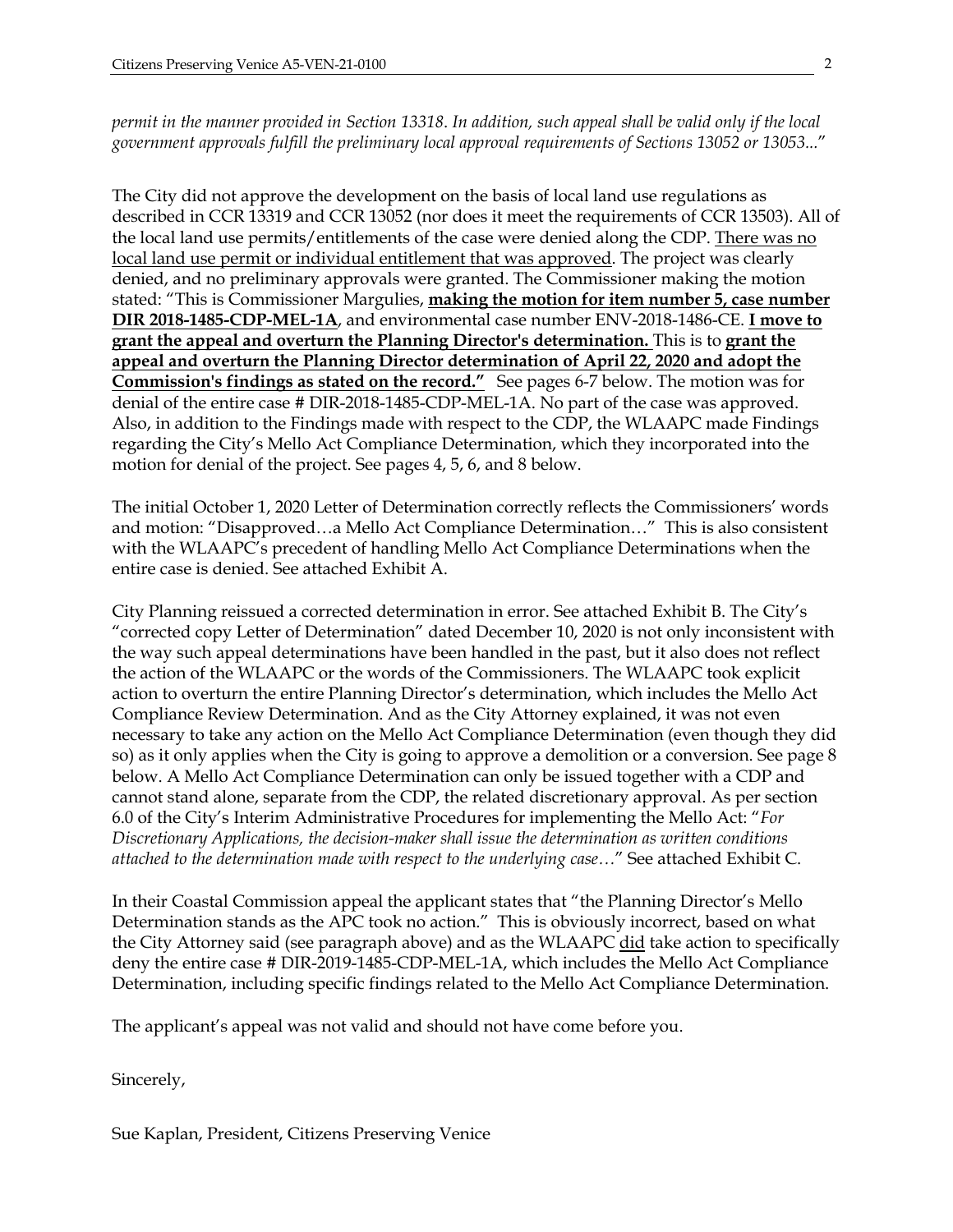*permit in the manner provided in Section 13318. In addition, such appeal shall be valid only if the local government approvals fulfill the preliminary local approval requirements of Sections 13052 or 13053...*"

The City did not approve the development on the basis of local land use regulations as described in CCR 13319 and CCR 13052 (nor does it meet the requirements of CCR 13503). All of the local land use permits/entitlements of the case were denied along the CDP. <u>There was no local land use permit or individual entitlement that was approved</u>. The project was clearly denied, and no preliminary approvals were granted. The Commissioner making the motion stated: "This is Commissioner Margulies, **<u>making the motion for item number 5, case number DIR 2018-1485-CDP-MEL-1A</u>**, and environmental case number ENV-2018-1486-CE. **<u>I move to grant the appeal and overturn the Planning Director's determination.</u>** This is to **<u>grant the appeal and overturn the Planning Director determination of April 22, 2020 and adopt the Commission's findings as stated on the record."</u>** See pages 6-7 below. The motion was for denial of the entire case # DIR-2018-1485-CDP-MEL-1A. No part of the case was approved. Also, in addition to the Findings made with respect to the CDP, the WLAAPC made Findings regarding the City's Mello Act Compliance Determination, which they incorporated into the motion for denial of the project. See pages 4, 5, 6, and 8 below.

The initial October 1, 2020 Letter of Determination correctly reflects the Commissioners' words and motion: "Disapproved…a Mello Act Compliance Determination…" This is also consistent with the WLAAPC's precedent of handling Mello Act Compliance Determinations when the entire case is denied. See attached Exhibit A.

City Planning reissued a corrected determination in error. See attached Exhibit B. The City's "corrected copy Letter of Determination" dated December 10, 2020 is not only inconsistent with the way such appeal determinations have been handled in the past, but it also does not reflect the action of the WLAAPC or the words of the Commissioners. The WLAAPC took explicit action to overturn the entire Planning Director's determination, which includes the Mello Act Compliance Review Determination. And as the City Attorney explained, it was not even necessary to take any action on the Mello Act Compliance Determination (even though they did so) as it only applies when the City is going to approve a demolition or a conversion. See page 8 below. A Mello Act Compliance Determination can only be issued together with a CDP and cannot stand alone, separate from the CDP, the related discretionary approval. As per section 6.0 of the City's Interim Administrative Procedures for implementing the Mello Act: "*For Discretionary Applications, the decision-maker shall issue the determination as written conditions attached to the determination made with respect to the underlying case…*" See attached Exhibit C.

In their Coastal Commission appeal the applicant states that "the Planning Director's Mello Determination stands as the APC took no action." This is obviously incorrect, based on what the City Attorney said (see paragraph above) and as the WLAAPC <u>did</u> take action to specifically deny the entire case # DIR-2019-1485-CDP-MEL-1A, which includes the Mello Act Compliance Determination, including specific findings related to the Mello Act Compliance Determination.

The applicant's appeal was not valid and should not have come before you.

Sincerely,

Sue Kaplan, President, Citizens Preserving Venice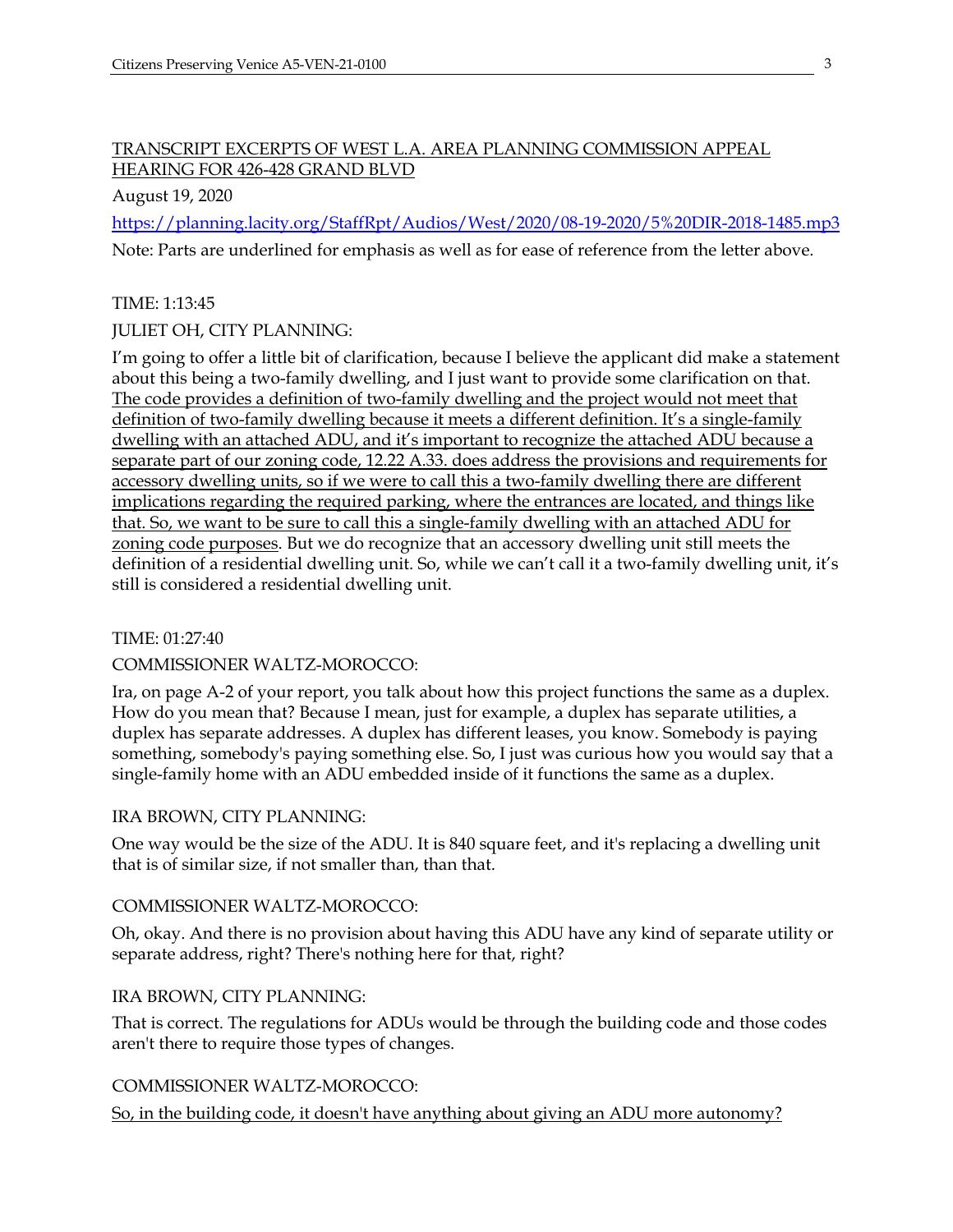## TRANSCRIPT EXCERPTS OF WEST L.A. AREA PLANNING COMMISSION APPEAL HEARING FOR 426-428 GRAND BLVD

August 19, 2020

https://planning.lacity.org/StaffRpt/Audios/West/2020/08-19-2020/5%20DIR-2018-1485.mp3

Note: Parts are underlined for emphasis as well as for ease of reference from the letter above.

TIME: 1:13:45

JULIET OH, CITY PLANNING:

I'm going to offer a little bit of clarification, because I believe the applicant did make a statement about this being a two-family dwelling, and I just want to provide some clarification on that. <u>The code provides a definition of two-family dwelling and the project would not meet that definition of two-family dwelling because it meets a different definition. It's a single-family dwelling with an attached ADU, and it's important to recognize the attached ADU because a separate part of our zoning code, 12.22 A.33. does address the provisions and requirements for accessory dwelling units, so if we were to call this a two-family dwelling there are different implications regarding the required parking, where the entrances are located, and things like that. So, we want to be sure to call this a single-family dwelling with an attached ADU for zoning code purposes</u>. But we do recognize that an accessory dwelling unit still meets the definition of a residential dwelling unit. So, while we can't call it a two-family dwelling unit, it's still is considered a residential dwelling unit.

TIME: 01:27:40

COMMISSIONER WALTZ-MOROCCO:

Ira, on page A-2 of your report, you talk about how this project functions the same as a duplex. How do you mean that? Because I mean, just for example, a duplex has separate utilities, a duplex has separate addresses. A duplex has different leases, you know. Somebody is paying something, somebody's paying something else. So, I just was curious how you would say that a single-family home with an ADU embedded inside of it functions the same as a duplex.

IRA BROWN, CITY PLANNING:

One way would be the size of the ADU. It is 840 square feet, and it's replacing a dwelling unit that is of similar size, if not smaller than, than that.

COMMISSIONER WALTZ-MOROCCO:

Oh, okay. And there is no provision about having this ADU have any kind of separate utility or separate address, right? There's nothing here for that, right?

IRA BROWN, CITY PLANNING:

That is correct. The regulations for ADUs would be through the building code and those codes aren't there to require those types of changes.

COMMISSIONER WALTZ-MOROCCO:

<u>So, in the building code, it doesn't have anything about giving an ADU more autonomy?</u>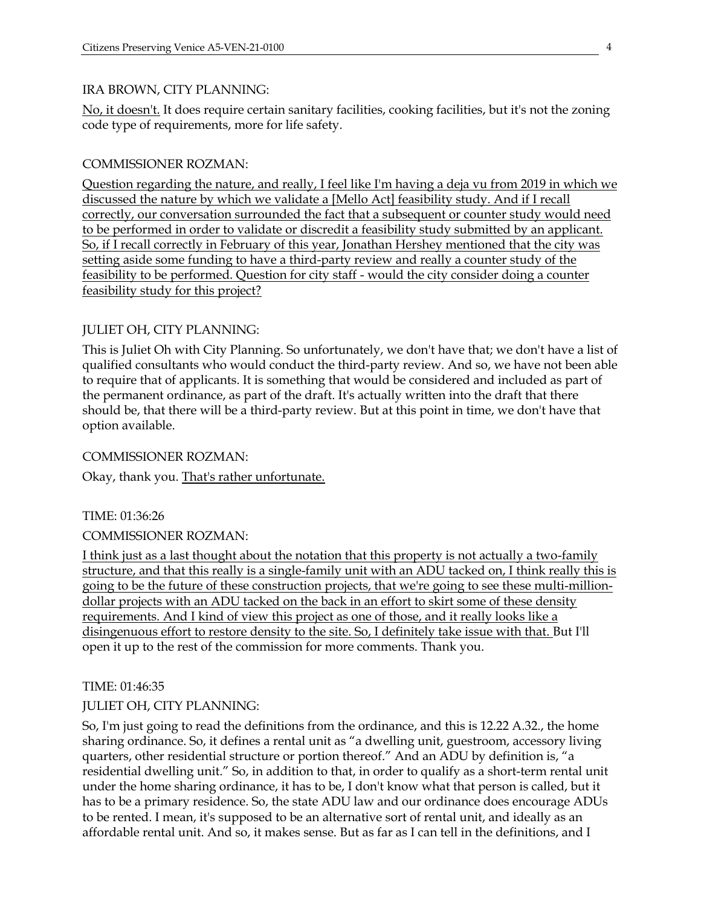IRA BROWN, CITY PLANNING:

<u>No, it doesn't.</u> It does require certain sanitary facilities, cooking facilities, but it's not the zoning code type of requirements, more for life safety.

COMMISSIONER ROZMAN:

<u>Question regarding the nature, and really, I feel like I'm having a deja vu from 2019 in which we discussed the nature by which we validate a [Mello Act] feasibility study. And if I recall correctly, our conversation surrounded the fact that a subsequent or counter study would need to be performed in order to validate or discredit a feasibility study submitted by an applicant. So, if I recall correctly in February of this year, Jonathan Hershey mentioned that the city was setting aside some funding to have a third-party review and really a counter study of the feasibility to be performed. Question for city staff - would the city consider doing a counter feasibility study for this project?</u>

JULIET OH, CITY PLANNING:

This is Juliet Oh with City Planning. So unfortunately, we don't have that; we don't have a list of qualified consultants who would conduct the third-party review. And so, we have not been able to require that of applicants. It is something that would be considered and included as part of the permanent ordinance, as part of the draft. It's actually written into the draft that there should be, that there will be a third-party review. But at this point in time, we don't have that option available.

COMMISSIONER ROZMAN:

Okay, thank you. <u>That's rather unfortunate.</u>

TIME: 01:36:26

COMMISSIONER ROZMAN:

<u>I think just as a last thought about the notation that this property is not actually a two-family structure, and that this really is a single-family unit with an ADU tacked on, I think really this is going to be the future of these construction projects, that we're going to see these multi-million-dollar projects with an ADU tacked on the back in an effort to skirt some of these density requirements. And I kind of view this project as one of those, and it really looks like a disingenuous effort to restore density to the site. So, I definitely take issue with that.</u> But I'll open it up to the rest of the commission for more comments. Thank you.

TIME: 01:46:35

JULIET OH, CITY PLANNING:

So, I'm just going to read the definitions from the ordinance, and this is 12.22 A.32., the home sharing ordinance. So, it defines a rental unit as "a dwelling unit, guestroom, accessory living quarters, other residential structure or portion thereof." And an ADU by definition is, "a residential dwelling unit." So, in addition to that, in order to qualify as a short-term rental unit under the home sharing ordinance, it has to be, I don't know what that person is called, but it has to be a primary residence. So, the state ADU law and our ordinance does encourage ADUs to be rented. I mean, it's supposed to be an alternative sort of rental unit, and ideally as an affordable rental unit. And so, it makes sense. But as far as I can tell in the definitions, and I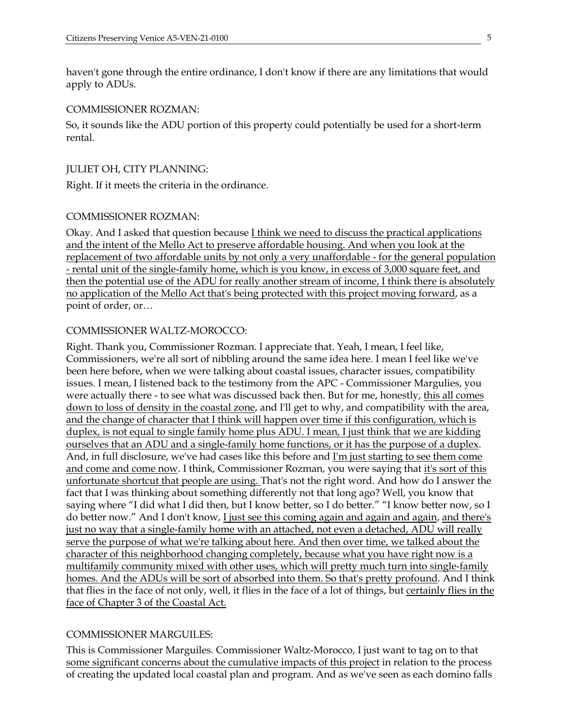haven't gone through the entire ordinance, I don't know if there are any limitations that would apply to ADUs.

COMMISSIONER ROZMAN:

So, it sounds like the ADU portion of this property could potentially be used for a short-term rental.

JULIET OH, CITY PLANNING:

Right. If it meets the criteria in the ordinance.

COMMISSIONER ROZMAN:

Okay. And I asked that question because <u>I think we need to discuss the practical applications and the intent of the Mello Act to preserve affordable housing. And when you look at the replacement of two affordable units by not only a very unaffordable - for the general population - rental unit of the single-family home, which is you know, in excess of 3,000 square feet, and then the potential use of the ADU for really another stream of income, I think there is absolutely no application of the Mello Act that's being protected with this project moving forward</u>, as a point of order, or…

COMMISSIONER WALTZ-MOROCCO:

Right. Thank you, Commissioner Rozman. I appreciate that. Yeah, I mean, I feel like, Commissioners, we're all sort of nibbling around the same idea here. I mean I feel like we've been here before, when we were talking about coastal issues, character issues, compatibility issues. I mean, I listened back to the testimony from the APC - Commissioner Margulies, you were actually there - to see what was discussed back then. But for me, honestly, <u>this all comes down to loss of density in the coastal zone</u>, and I'll get to why, and compatibility with the area, <u>and the change of character that I think will happen over time if this configuration, which is duplex, is not equal to single family home plus ADU. I mean, I just think that</u> <u>we are kidding ourselves that an ADU and a single-family home functions, or it has the purpose of a duplex</u>. And, in full disclosure, we've had cases like this before and <u>I'm just starting to see them come and come and come now</u>. I think, Commissioner Rozman, you were saying that <u>it's sort of this unfortunate shortcut that people are using.</u> That's not the right word. And how do I answer the fact that I was thinking about something differently not that long ago? Well, you know that saying where "I did what I did then, but I know better, so I do better." "I know better now, so I do better now." And I don't know, <u>I just see this coming again and again and again</u>, <u>and there's just no way that a single-family home with an attached, not even a detached, ADU will really serve the purpose of what we're talking about here. And then over time, we talked about the character of this neighborhood changing completely, because what you have right now is a multifamily community mixed with other uses, which will pretty much turn into single-family homes. And</u> <u>the ADUs will be sort of absorbed into them. So that's pretty profound</u>. And I think that flies in the face of not only, well, it flies in the face of a lot of things, but <u>certainly flies in the face of Chapter 3 of the Coastal Act.</u>

COMMISSIONER MARGUILES:

This is Commissioner Marguiles. Commissioner Waltz-Morocco, I just want to tag on to that <u>some significant concerns about the cumulative impacts of this project</u> in relation to the process of creating the updated local coastal plan and program. And as we've seen as each domino falls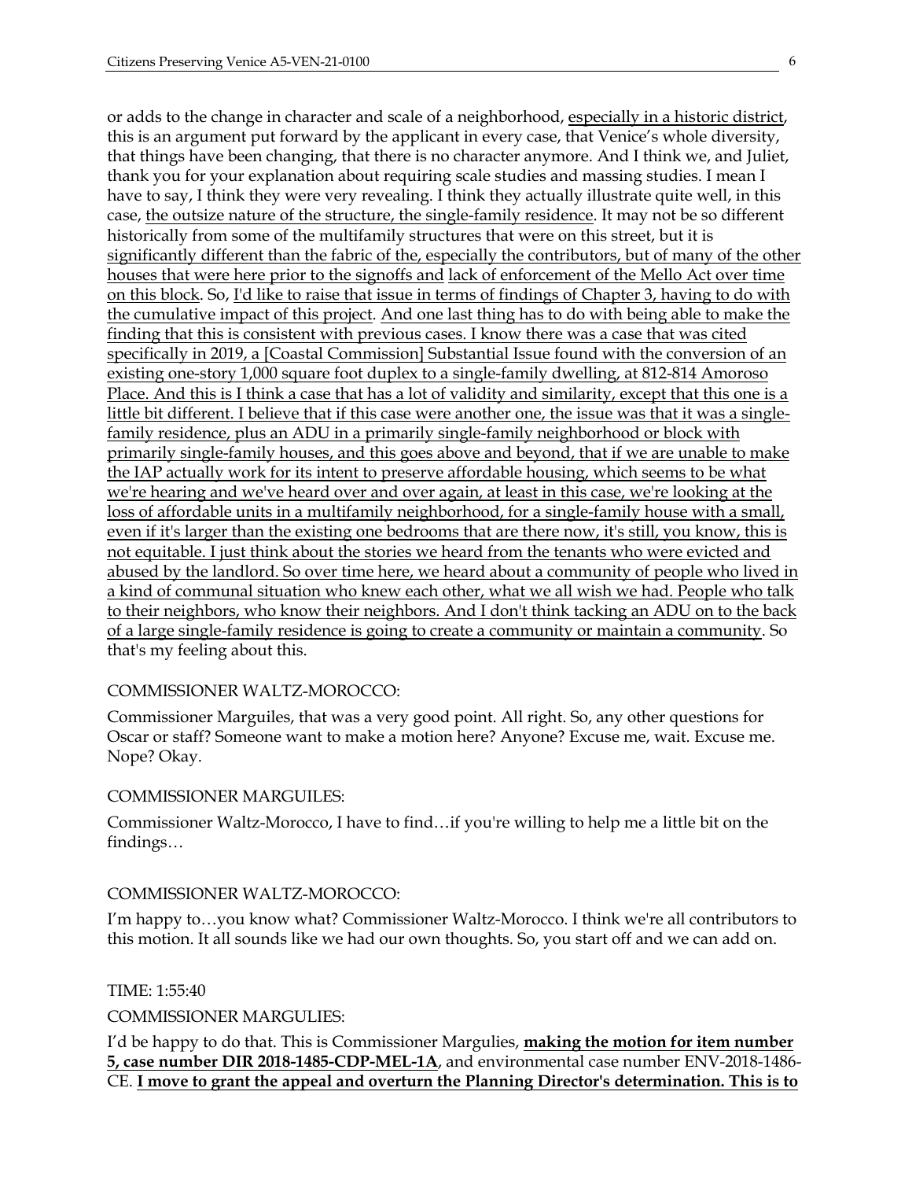or adds to the change in character and scale of a neighborhood, <u>especially in a historic district</u>, this is an argument put forward by the applicant in every case, that Venice's whole diversity, that things have been changing, that there is no character anymore. And I think we, and Juliet, thank you for your explanation about requiring scale studies and massing studies. I mean I have to say, I think they were very revealing. I think they actually illustrate quite well, in this case, <u>the outsize nature of the structure, the single-family residence</u>. It may not be so different historically from some of the multifamily structures that were on this street, but it is <u>significantly different than the fabric of the, especially the contributors, but of many of the other houses that were here prior to the signoffs and</u> <u>lack of enforcement of the Mello Act over time on this block</u>. So, <u>I'd like to raise that issue in terms of findings of Chapter 3, having to do with the cumulative impact of this project</u>. <u>And one last thing has to do with being able to make the finding that this is consistent with previous cases. I know there was a case that was cited specifically in 2019, a [Coastal Commission] Substantial Issue found with the conversion of an existing one-story 1,000 square foot duplex to a single-family dwelling, at 812-814 Amoroso Place. And this is I think a case that has a lot of validity and similarity, except that this one is a little bit different. I believe that if this case were another one, the issue was that it was a single-family residence, plus an ADU in a primarily single-family neighborhood or block with primarily single-family houses, and this goes above and beyond, that if we are unable to make the IAP actually work for its intent to preserve affordable housing, which seems to be what we're hearing and we've heard over and over again, at least in this case, we're looking at the loss of affordable units in a multifamily neighborhood, for a single-family house with a small, even if it's larger than the existing one bedrooms that are there now, it's still, you know, this is not equitable. I just think about the stories we heard from the tenants who were evicted and abused by the landlord. So over time here, we heard about a community of people who lived in a kind of communal situation who knew each other, what we all wish we had. People who talk to their neighbors, who know their neighbors. And I don't think tacking an ADU on to the back of a large single-family residence is going to create a community or maintain a community</u>. So that's my feeling about this.

COMMISSIONER WALTZ-MOROCCO:

Commissioner Marguiles, that was a very good point. All right. So, any other questions for Oscar or staff? Someone want to make a motion here? Anyone? Excuse me, wait. Excuse me. Nope? Okay.

COMMISSIONER MARGUILES:

Commissioner Waltz-Morocco, I have to find…if you're willing to help me a little bit on the findings…

COMMISSIONER WALTZ-MOROCCO:

I'm happy to…you know what? Commissioner Waltz-Morocco. I think we're all contributors to this motion. It all sounds like we had our own thoughts. So, you start off and we can add on.

TIME: 1:55:40

COMMISSIONER MARGULIES:

I'd be happy to do that. This is Commissioner Margulies, **<u>making the motion for item number 5, case number DIR 2018-1485-CDP-MEL-1A</u>**, and environmental case number ENV-2018-1486-CE. **<u>I move to grant the appeal and overturn the Planning Director's determination. This is to</u>**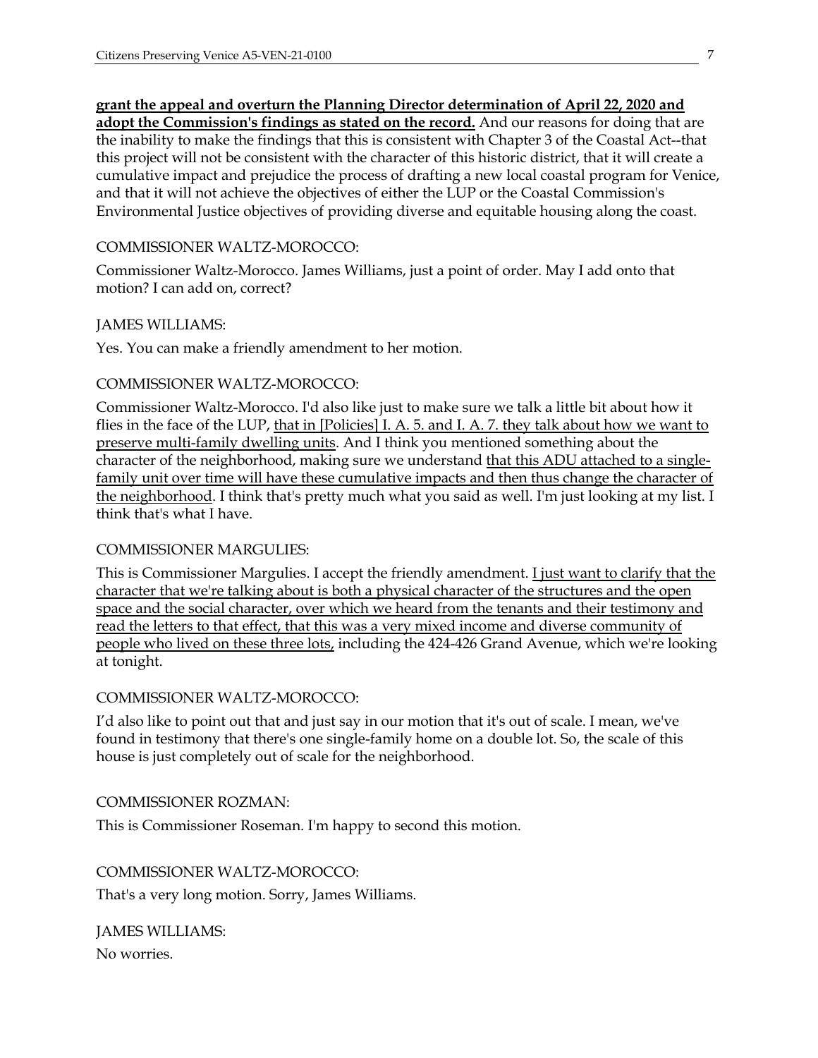**grant the appeal and overturn the Planning Director determination of April 22, 2020 and adopt the Commission's findings as stated on the record.** And our reasons for doing that are the inability to make the findings that this is consistent with Chapter 3 of the Coastal Act--that this project will not be consistent with the character of this historic district, that it will create a cumulative impact and prejudice the process of drafting a new local coastal program for Venice, and that it will not achieve the objectives of either the LUP or the Coastal Commission's Environmental Justice objectives of providing diverse and equitable housing along the coast.

COMMISSIONER WALTZ-MOROCCO:

Commissioner Waltz-Morocco. James Williams, just a point of order. May I add onto that motion? I can add on, correct?

JAMES WILLIAMS:

Yes. You can make a friendly amendment to her motion.

COMMISSIONER WALTZ-MOROCCO:

Commissioner Waltz-Morocco. I'd also like just to make sure we talk a little bit about how it flies in the face of the LUP, <u>that in [Policies] I. A. 5. and I. A. 7. they talk about how we want to preserve multi-family dwelling units</u>. And I think you mentioned something about the character of the neighborhood, making sure we understand <u>that this ADU attached to a single-family unit over time will have these cumulative impacts and then thus change the character of the neighborhood</u>. I think that's pretty much what you said as well. I'm just looking at my list. I think that's what I have.

COMMISSIONER MARGULIES:

This is Commissioner Margulies. I accept the friendly amendment. <u>I just want to clarify that the character that we're talking about is both a physical character of the structures and the open space and the social character, over which we heard from the tenants and their testimony and read the letters to that effect, that this was a very mixed income and diverse community of people who lived on these three lots,</u> including the 424-426 Grand Avenue, which we're looking at tonight.

COMMISSIONER WALTZ-MOROCCO:

I'd also like to point out that and just say in our motion that it's out of scale. I mean, we've found in testimony that there's one single-family home on a double lot. So, the scale of this house is just completely out of scale for the neighborhood.

COMMISSIONER ROZMAN:

This is Commissioner Roseman. I'm happy to second this motion.

COMMISSIONER WALTZ-MOROCCO:

That's a very long motion. Sorry, James Williams.

JAMES WILLIAMS:

No worries.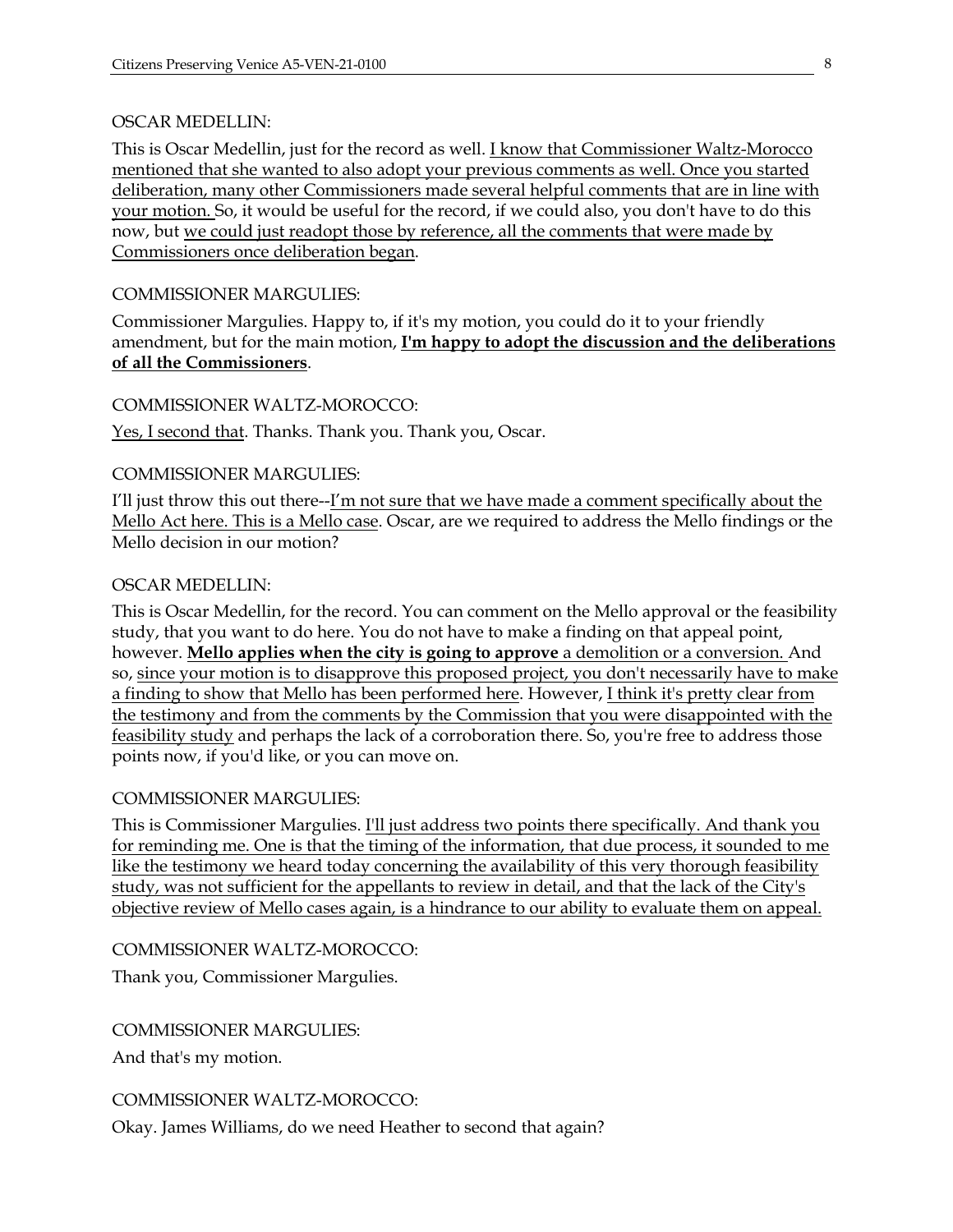OSCAR MEDELLIN:

This is Oscar Medellin, just for the record as well. <u>I know that Commissioner Waltz-Morocco mentioned that she wanted to also adopt your previous comments as well. Once you started deliberation, many other Commissioners made several helpful comments that are in line with your motion.</u> So, it would be useful for the record, if we could also, you don't have to do this now, but <u>we could just readopt those by reference, all the comments that were made by Commissioners once deliberation began</u>.

COMMISSIONER MARGULIES:

Commissioner Margulies. Happy to, if it's my motion, you could do it to your friendly amendment, but for the main motion, <u>**I'm happy to adopt the discussion and the deliberations of all the Commissioners**</u>.

COMMISSIONER WALTZ-MOROCCO:

<u>Yes, I second that</u>. Thanks. Thank you. Thank you, Oscar.

COMMISSIONER MARGULIES:

I'll just throw this out there--<u>I'm not sure that we have made a comment specifically about the Mello Act here. This is a Mello case</u>. Oscar, are we required to address the Mello findings or the Mello decision in our motion?

OSCAR MEDELLIN:

This is Oscar Medellin, for the record. You can comment on the Mello approval or the feasibility study, that you want to do here. You do not have to make a finding on that appeal point, however. <u>**Mello applies when the city is going to approve** a demolition or a conversion.</u> And so, <u>since your motion is to disapprove this proposed project, you don't necessarily have to make a finding to show that Mello has been performed here</u>. However, <u>I think it's pretty clear from the testimony and from the comments by the Commission that you were disappointed with the feasibility study</u> and perhaps the lack of a corroboration there. So, you're free to address those points now, if you'd like, or you can move on.

COMMISSIONER MARGULIES:

This is Commissioner Margulies. <u>I'll just address two points there specifically. And thank you for reminding me. One is that the timing of the information, that due process, it sounded to me like the testimony we heard today concerning the availability of this very thorough feasibility study, was not sufficient for the appellants to review in detail, and that the lack of the City's objective review of Mello cases again, is a hindrance to our ability to evaluate them on appeal.</u>

COMMISSIONER WALTZ-MOROCCO:

Thank you, Commissioner Margulies.

COMMISSIONER MARGULIES:

And that's my motion.

COMMISSIONER WALTZ-MOROCCO:

Okay. James Williams, do we need Heather to second that again?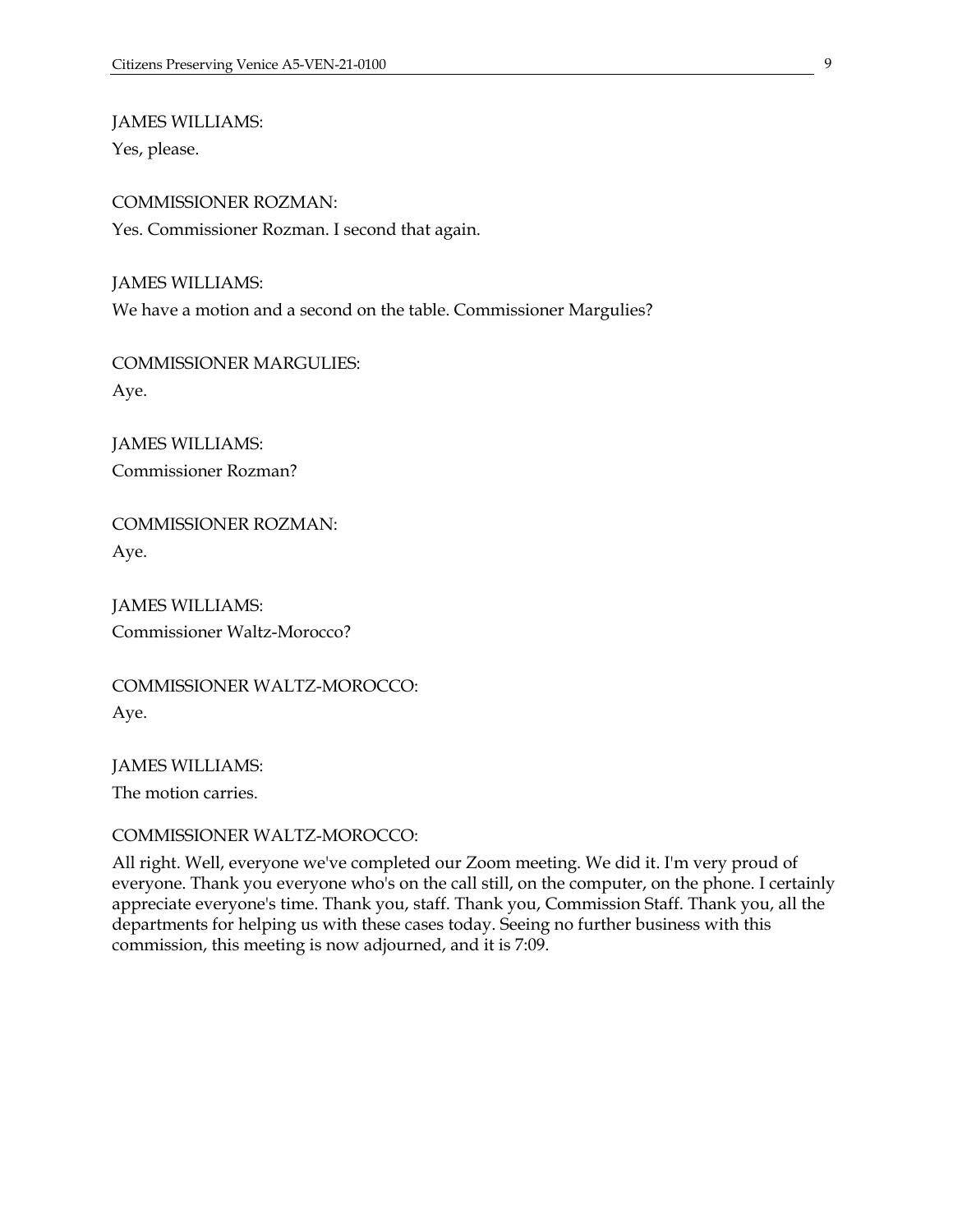JAMES WILLIAMS:
Yes, please.

COMMISSIONER ROZMAN:
Yes. Commissioner Rozman. I second that again.

JAMES WILLIAMS:
We have a motion and a second on the table. Commissioner Margulies?

COMMISSIONER MARGULIES:
Aye.

JAMES WILLIAMS:
Commissioner Rozman?

COMMISSIONER ROZMAN:
Aye.

JAMES WILLIAMS:
Commissioner Waltz-Morocco?

COMMISSIONER WALTZ-MOROCCO:
Aye.

JAMES WILLIAMS:
The motion carries.

COMMISSIONER WALTZ-MOROCCO:

All right. Well, everyone we've completed our Zoom meeting. We did it. I'm very proud of everyone. Thank you everyone who's on the call still, on the computer, on the phone. I certainly appreciate everyone's time. Thank you, staff. Thank you, Commission Staff. Thank you, all the departments for helping us with these cases today. Seeing no further business with this commission, this meeting is now adjourned, and it is 7:09.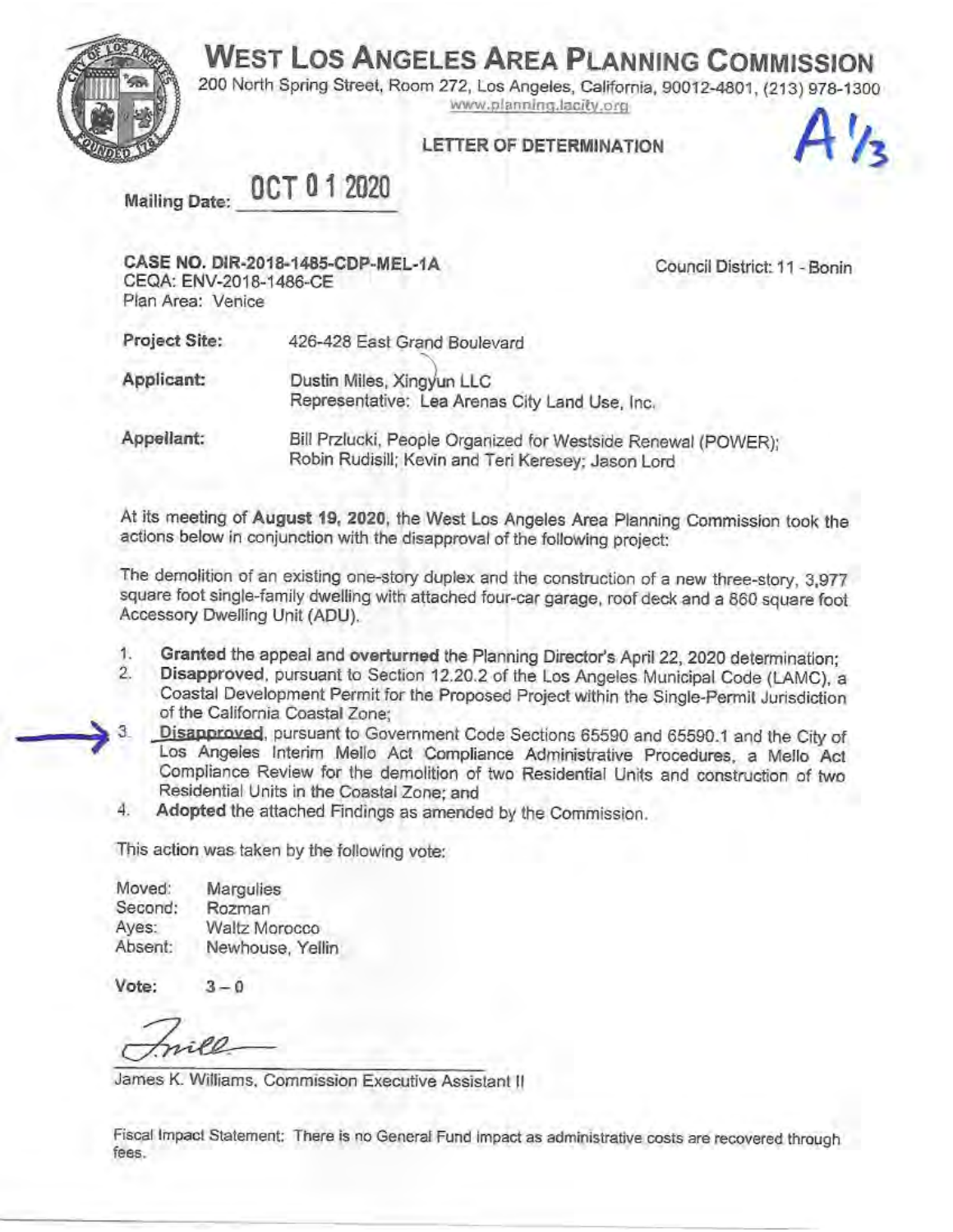# WEST LOS ANGELES AREA PLANNING COMMISSION

200 North Spring Street, Room 272, Los Angeles, California, 90012-4801, (213) 978-1300
www.planning.lacity.org

**LETTER OF DETERMINATION**

A 1/3

**Mailing Date:** OCT 01 2020

**CASE NO. DIR-2018-1485-CDP-MEL-1A**
CEQA: ENV-2018-1486-CE
Plan Area: Venice

Council District: 11 - Bonin

| | |
|---|---|
| **Project Site:** | 426-428 East Grand Boulevard |
| **Applicant:** | Dustin Miles, Xingyun LLC<br>Representative: Lea Arenas City Land Use, Inc. |
| **Appellant:** | Bill Przlucki, People Organized for Westside Renewal (POWER); Robin Rudisill; Kevin and Teri Keresey; Jason Lord |

At its meeting of **August 19, 2020**, the West Los Angeles Area Planning Commission took the actions below in conjunction with the disapproval of the following project:

The demolition of an existing one-story duplex and the construction of a new three-story, 3,977 square foot single-family dwelling with attached four-car garage, roof deck and a 860 square foot Accessory Dwelling Unit (ADU).

1. **Granted** the appeal and **overturned** the Planning Director's April 22, 2020 determination;
2. **Disapproved**, pursuant to Section 12.20.2 of the Los Angeles Municipal Code (LAMC), a Coastal Development Permit for the Proposed Project within the Single-Permit Jurisdiction of the California Coastal Zone;
3. **Disapproved**, pursuant to Government Code Sections 65590 and 65590.1 and the City of Los Angeles Interim Mello Act Compliance Administrative Procedures, a Mello Act Compliance Review for the demolition of two Residential Units and construction of two Residential Units in the Coastal Zone; and
4. **Adopted** the attached Findings as amended by the Commission.

This action was taken by the following vote:

| | |
|---|---|
| Moved: | Margulies |
| Second: | Rozman |
| Ayes: | Waltz Morocco |
| Absent: | Newhouse, Yellin |

**Vote:** 3 – 0

James K. Williams, Commission Executive Assistant II

Fiscal Impact Statement: There is no General Fund impact as administrative costs are recovered through fees.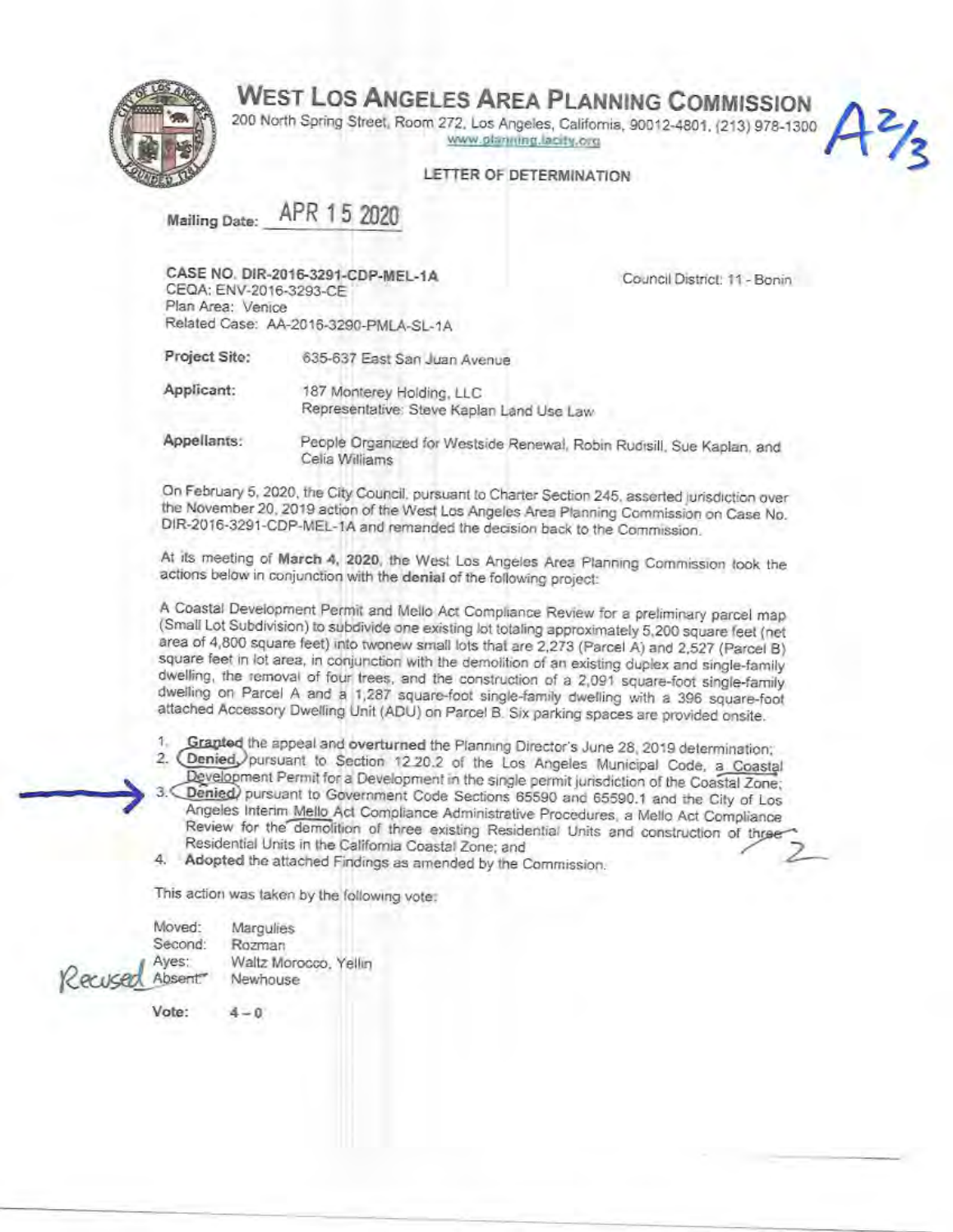# WEST LOS ANGELES AREA PLANNING COMMISSION

200 North Spring Street, Room 272, Los Angeles, California, 90012-4801, (213) 978-1300
www.planning.lacity.org

A2/3

**LETTER OF DETERMINATION**

**Mailing Date:** APR 15 2020

**CASE NO. DIR-2016-3291-CDP-MEL-1A**
CEQA: ENV-2016-3293-CE
Plan Area: Venice
Related Case: AA-2016-3290-PMLA-SL-1A

Council District: 11 - Bonin

**Project Site:** 635-637 East San Juan Avenue

**Applicant:** 187 Monterey Holding, LLC
Representative: Steve Kaplan Land Use Law

**Appellants:** People Organized for Westside Renewal, Robin Rudisill, Sue Kaplan, and Celia Williams

On February 5, 2020, the City Council, pursuant to Charter Section 245, asserted jurisdiction over the November 20, 2019 action of the West Los Angeles Area Planning Commission on Case No. DIR-2016-3291-CDP-MEL-1A and remanded the decision back to the Commission.

At its meeting of **March 4, 2020**, the West Los Angeles Area Planning Commission took the actions below in conjunction with the **denial** of the following project:

A Coastal Development Permit and Mello Act Compliance Review for a preliminary parcel map (Small Lot Subdivision) to subdivide one existing lot totaling approximately 5,200 square feet (net area of 4,800 square feet) into twonew small lots that are 2,273 (Parcel A) and 2,527 (Parcel B) square feet in lot area, in conjunction with the demolition of an existing duplex and single-family dwelling, the removal of four trees, and the construction of a 2,091 square-foot single-family dwelling on Parcel A and a 1,287 square-foot single-family dwelling with a 396 square-foot attached Accessory Dwelling Unit (ADU) on Parcel B. Six parking spaces are provided onsite.

1. **Granted** the appeal and **overturned** the Planning Director's June 28, 2019 determination;
2. **Denied**, pursuant to Section 12.20.2 of the Los Angeles Municipal Code, a Coastal Development Permit for a Development in the single permit jurisdiction of the Coastal Zone;
3. **Denied** pursuant to Government Code Sections 65590 and 65590.1 and the City of Los Angeles Interim Mello Act Compliance Administrative Procedures, a Mello Act Compliance Review for the demolition of three existing Residential Units and construction of three Residential Units in the California Coastal Zone; and
4. **Adopted** the attached Findings as amended by the Commission.

This action was taken by the following vote:

Moved: Margulies
Second: Rozman
Ayes: Waltz Morocco, Yellin
Absent: Newhouse (Recused)

**Vote:** 4 – 0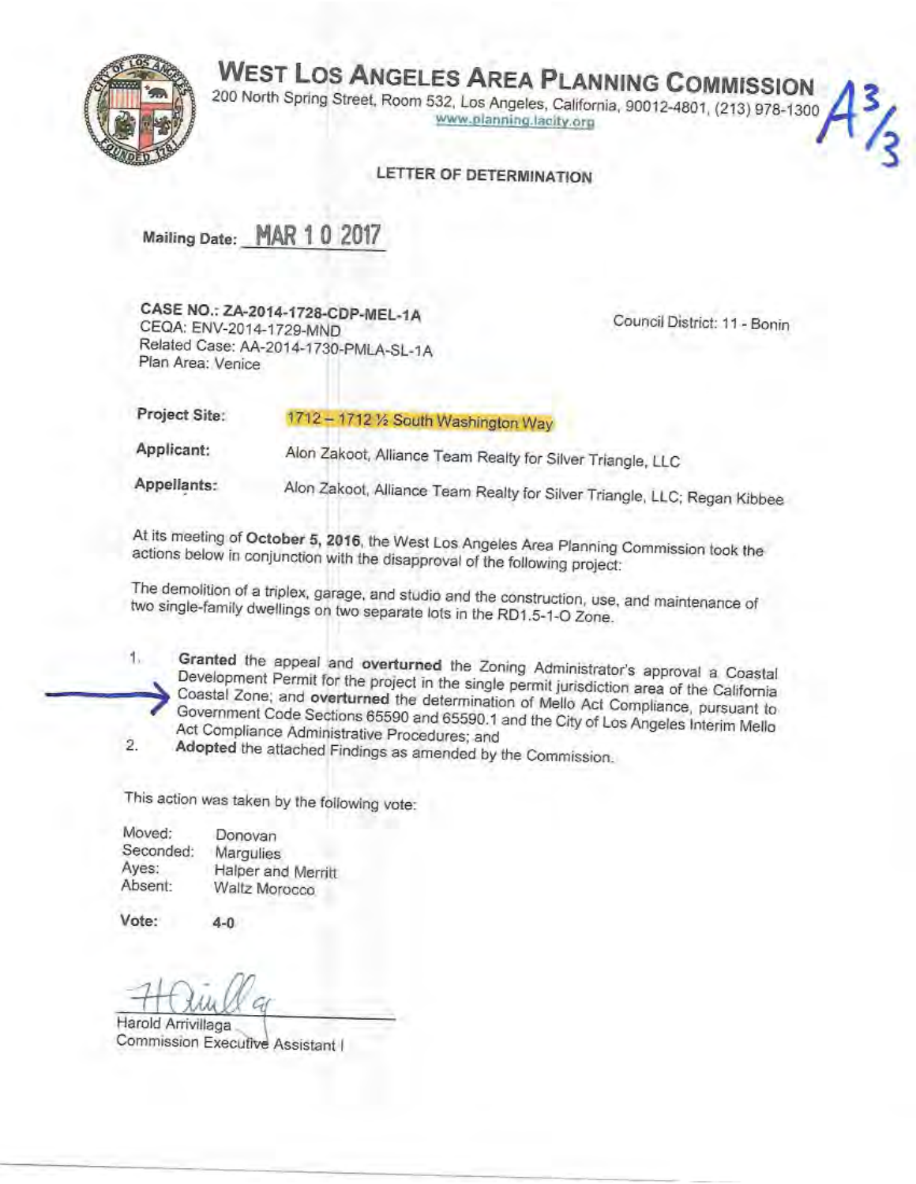# WEST LOS ANGELES AREA PLANNING COMMISSION

200 North Spring Street, Room 532, Los Angeles, California, 90012-4801, (213) 978-1300
www.planning.lacity.org

A3/3

## LETTER OF DETERMINATION

**Mailing Date:** MAR 10 2017

**CASE NO.: ZA-2014-1728-CDP-MEL-1A**
CEQA: ENV-2014-1729-MND
Related Case: AA-2014-1730-PMLA-SL-1A
Plan Area: Venice

Council District: 11 - Bonin

| | |
|---|---|
| **Project Site:** | 1712 – 1712 ½ South Washington Way |
| **Applicant:** | Alon Zakoot, Alliance Team Realty for Silver Triangle, LLC |
| **Appellants:** | Alon Zakoot, Alliance Team Realty for Silver Triangle, LLC; Regan Kibbee |

At its meeting of **October 5, 2016**, the West Los Angeles Area Planning Commission took the actions below in conjunction with the disapproval of the following project:

The demolition of a triplex, garage, and studio and the construction, use, and maintenance of two single-family dwellings on two separate lots in the RD1.5-1-O Zone.

1. **Granted** the appeal and **overturned** the Zoning Administrator's approval a Coastal Development Permit for the project in the single permit jurisdiction area of the California Coastal Zone; and **overturned** the determination of Mello Act Compliance, pursuant to Government Code Sections 65590 and 65590.1 and the City of Los Angeles Interim Mello Act Compliance Administrative Procedures; and
2. **Adopted** the attached Findings as amended by the Commission.

This action was taken by the following vote:

| | |
|---|---|
| Moved: | Donovan |
| Seconded: | Margulies |
| Ayes: | Halper and Merritt |
| Absent: | Waltz Morocco |

**Vote:** 4-0

Harold Arrivillaga
Commission Executive Assistant I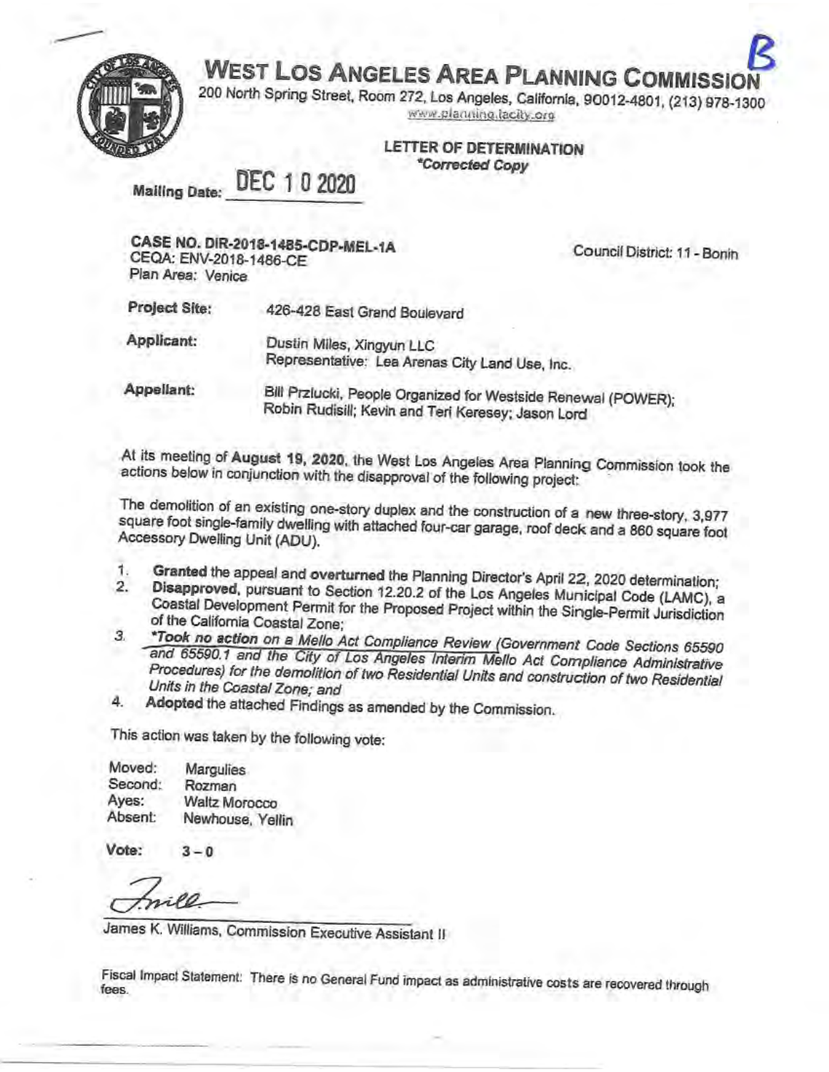B

# WEST LOS ANGELES AREA PLANNING COMMISSION

200 North Spring Street, Room 272, Los Angeles, California, 90012-4801, (213) 978-1300
www.planning.lacity.org

**LETTER OF DETERMINATION**
*\*Corrected Copy*

Mailing Date: DEC 1 0 2020

**CASE NO. DIR-2018-1485-CDP-MEL-1A**
CEQA: ENV-2018-1486-CE
Plan Area: Venice

Council District: 11 - Bonin

**Project Site:** 426-428 East Grand Boulevard

**Applicant:** Dustin Miles, Xingyun LLC
Representative: Lea Arenas City Land Use, Inc.

**Appellant:** Bill Przlucki, People Organized for Westside Renewal (POWER); Robin Rudisill; Kevin and Teri Keresey; Jason Lord

At its meeting of **August 19, 2020**, the West Los Angeles Area Planning Commission took the actions below in conjunction with the disapproval of the following project:

The demolition of an existing one-story duplex and the construction of a new three-story, 3,977 square foot single-family dwelling with attached four-car garage, roof deck and a 860 square foot Accessory Dwelling Unit (ADU).

1. **Granted** the appeal and **overturned** the Planning Director's April 22, 2020 determination;
2. **Disapproved**, pursuant to Section 12.20.2 of the Los Angeles Municipal Code (LAMC), a Coastal Development Permit for the Proposed Project within the Single-Permit Jurisdiction of the California Coastal Zone;
3. ***\*Took no action** on a Mello Act Compliance Review (Government Code Sections 65590 and 65590.1 and the City of Los Angeles Interim Mello Act Compliance Administrative Procedures) for the demolition of two Residential Units and construction of two Residential Units in the Coastal Zone;* and
4. **Adopted** the attached Findings as amended by the Commission.

This action was taken by the following vote:

Moved: Margulies
Second: Rozman
Ayes: Waltz Morocco
Absent: Newhouse, Yellin

**Vote:** 3 – 0

James K. Williams, Commission Executive Assistant II

Fiscal Impact Statement: There is no General Fund impact as administrative costs are recovered through fees.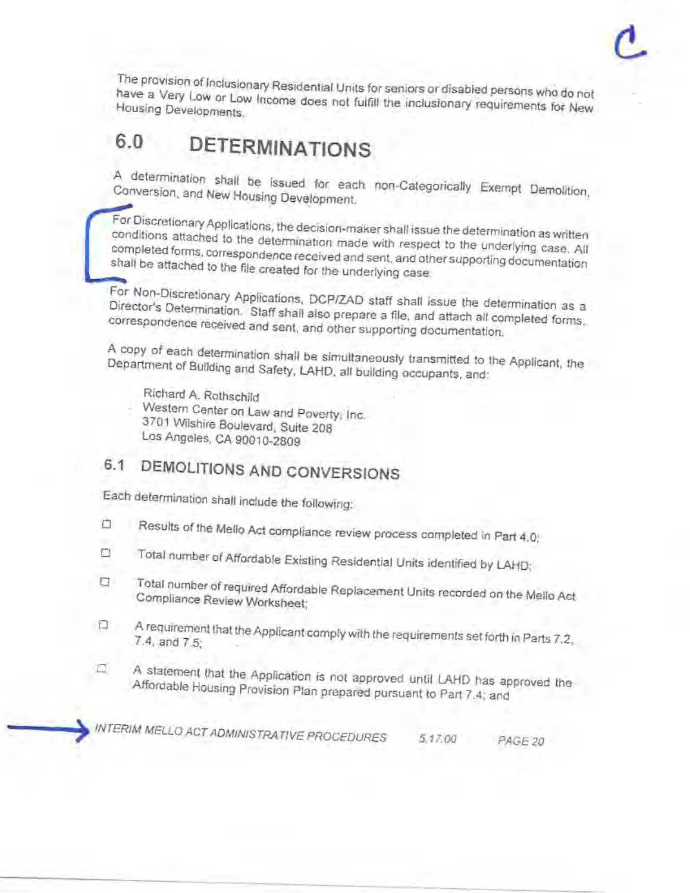The provision of Inclusionary Residential Units for seniors or disabled persons who do not have a Very Low or Low Income does not fulfill the inclusionary requirements for New Housing Developments.

# 6.0 DETERMINATIONS

A determination shall be issued for each non-Categorically Exempt Demolition, Conversion, and New Housing Development.

For Discretionary Applications, the decision-maker shall issue the determination as written conditions attached to the determination made with respect to the underlying case. All completed forms, correspondence received and sent, and other supporting documentation shall be attached to the file created for the underlying case.

For Non-Discretionary Applications, DCP/ZAD staff shall issue the determination as a Director's Determination. Staff shall also prepare a file, and attach all completed forms, correspondence received and sent, and other supporting documentation.

A copy of each determination shall be simultaneously transmitted to the Applicant, the Department of Building and Safety, LAHD, all building occupants, and:

Richard A. Rothschild
Western Center on Law and Poverty, Inc.
3701 Wilshire Boulevard, Suite 208
Los Angeles, CA 90010-2809

## 6.1 DEMOLITIONS AND CONVERSIONS

Each determination shall include the following:

- ☐ Results of the Mello Act compliance review process completed in Part 4.0;
- ☐ Total number of Affordable Existing Residential Units identified by LAHD;
- ☐ Total number of required Affordable Replacement Units recorded on the Mello Act Compliance Review Worksheet;
- ☐ A requirement that the Applicant comply with the requirements set forth in Parts 7.2, 7.4, and 7.5;
- ☐ A statement that the Application is not approved until LAHD has approved the Affordable Housing Provision Plan prepared pursuant to Part 7.4; and